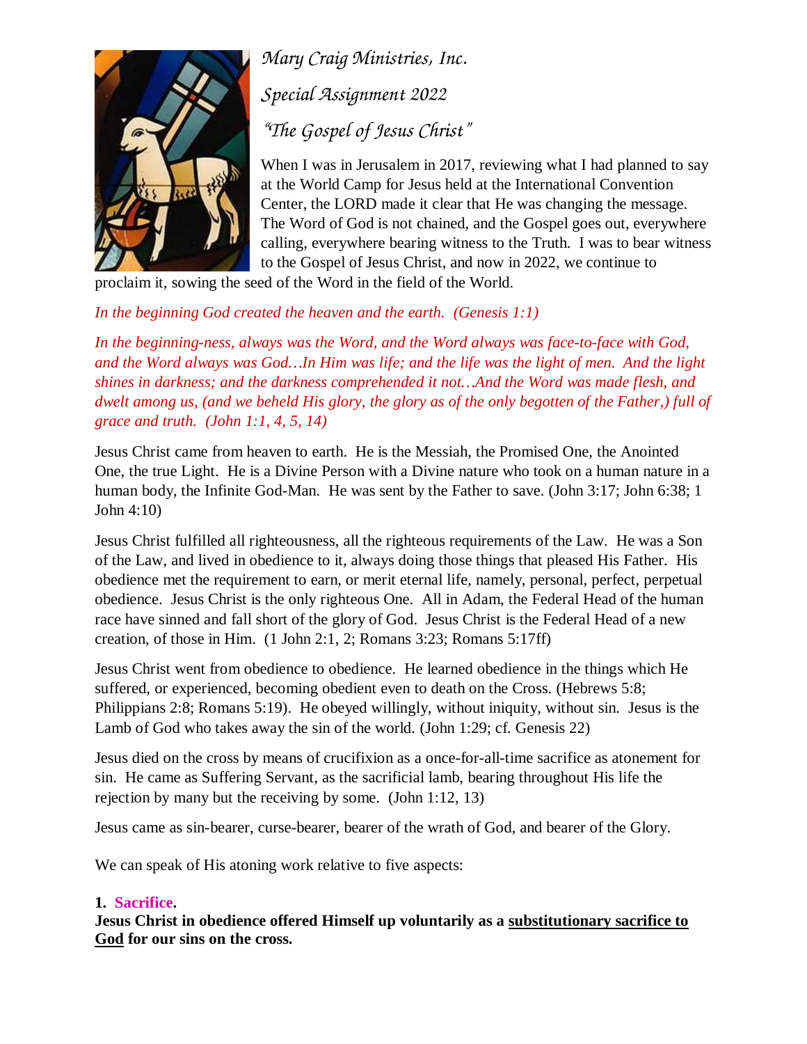*Mary Craig Ministries, Inc.*

*Special Assignment 2022*

*"The Gospel of Jesus Christ"*

When I was in Jerusalem in 2017, reviewing what I had planned to say at the World Camp for Jesus held at the International Convention Center, the LORD made it clear that He was changing the message. The Word of God is not chained, and the Gospel goes out, everywhere calling, everywhere bearing witness to the Truth. I was to bear witness to the Gospel of Jesus Christ, and now in 2022, we continue to proclaim it, sowing the seed of the Word in the field of the World.

*In the beginning God created the heaven and the earth. (Genesis 1:1)*

*In the beginning-ness, always was the Word, and the Word always was face-to-face with God, and the Word always was God…In Him was life; and the life was the light of men. And the light shines in darkness; and the darkness comprehended it not…And the Word was made flesh, and dwelt among us, (and we beheld His glory, the glory as of the only begotten of the Father,) full of grace and truth. (John 1:1, 4, 5, 14)*

Jesus Christ came from heaven to earth. He is the Messiah, the Promised One, the Anointed One, the true Light. He is a Divine Person with a Divine nature who took on a human nature in a human body, the Infinite God-Man. He was sent by the Father to save. (John 3:17; John 6:38; 1 John 4:10)

Jesus Christ fulfilled all righteousness, all the righteous requirements of the Law. He was a Son of the Law, and lived in obedience to it, always doing those things that pleased His Father. His obedience met the requirement to earn, or merit eternal life, namely, personal, perfect, perpetual obedience. Jesus Christ is the only righteous One. All in Adam, the Federal Head of the human race have sinned and fall short of the glory of God. Jesus Christ is the Federal Head of a new creation, of those in Him. (1 John 2:1, 2; Romans 3:23; Romans 5:17ff)

Jesus Christ went from obedience to obedience. He learned obedience in the things which He suffered, or experienced, becoming obedient even to death on the Cross. (Hebrews 5:8; Philippians 2:8; Romans 5:19). He obeyed willingly, without iniquity, without sin. Jesus is the Lamb of God who takes away the sin of the world. (John 1:29; cf. Genesis 22)

Jesus died on the cross by means of crucifixion as a once-for-all-time sacrifice as atonement for sin. He came as Suffering Servant, as the sacrificial lamb, bearing throughout His life the rejection by many but the receiving by some. (John 1:12, 13)

Jesus came as sin-bearer, curse-bearer, bearer of the wrath of God, and bearer of the Glory.

We can speak of His atoning work relative to five aspects:

**1. Sacrifice.**
**Jesus Christ in obedience offered Himself up voluntarily as a <u>substitutionary sacrifice to God</u> for our sins on the cross.**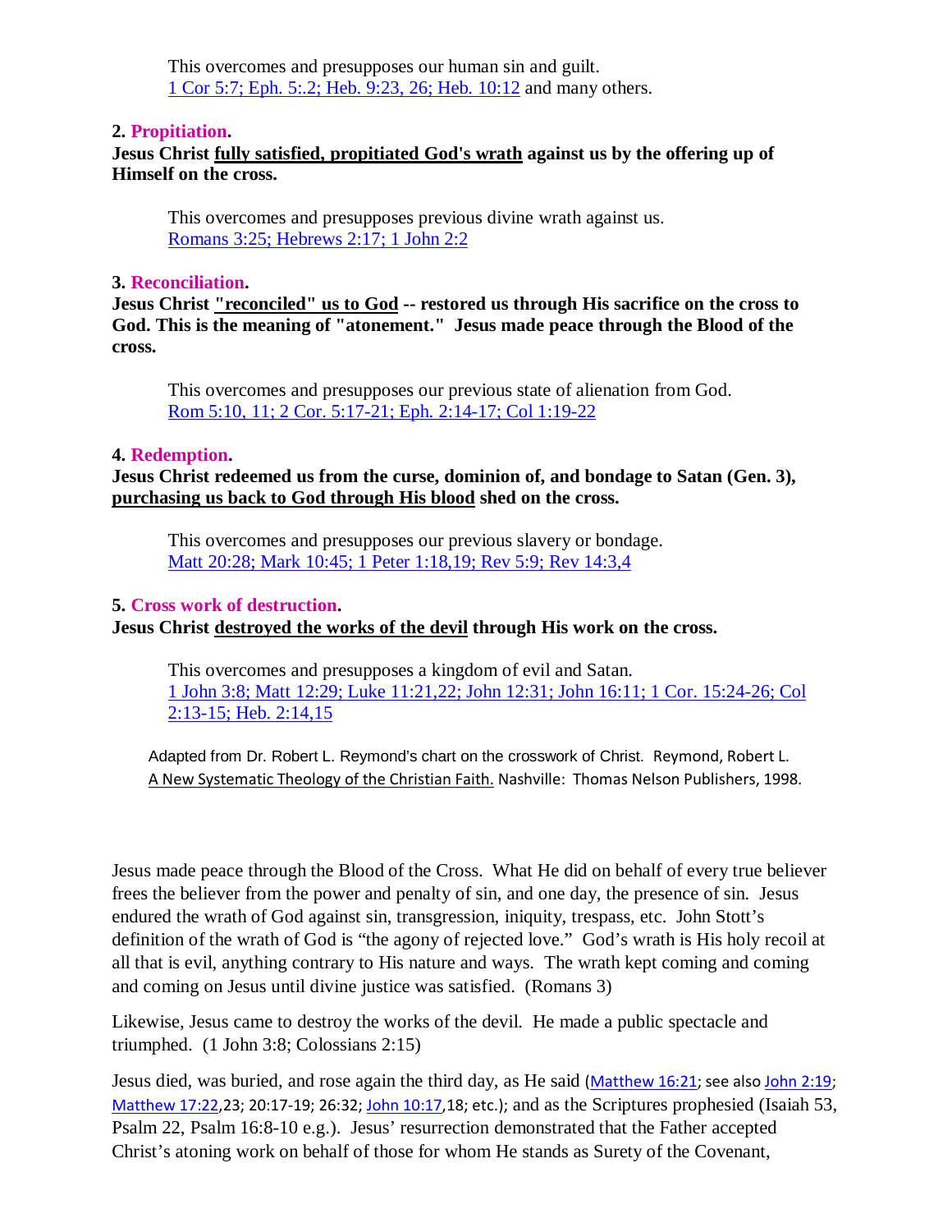This overcomes and presupposes our human sin and guilt.
1 Cor 5:7; Eph. 5:.2; Heb. 9:23, 26; Heb. 10:12 and many others.

**2. Propitiation.**
**Jesus Christ fully satisfied, propitiated God's wrath against us by the offering up of Himself on the cross.**

This overcomes and presupposes previous divine wrath against us.
Romans 3:25; Hebrews 2:17; 1 John 2:2

**3. Reconciliation.**
**Jesus Christ "reconciled" us to God -- restored us through His sacrifice on the cross to God. This is the meaning of "atonement." Jesus made peace through the Blood of the cross.**

This overcomes and presupposes our previous state of alienation from God.
Rom 5:10, 11; 2 Cor. 5:17-21; Eph. 2:14-17; Col 1:19-22

**4. Redemption.**
**Jesus Christ redeemed us from the curse, dominion of, and bondage to Satan (Gen. 3), purchasing us back to God through His blood shed on the cross.**

This overcomes and presupposes our previous slavery or bondage.
Matt 20:28; Mark 10:45; 1 Peter 1:18,19; Rev 5:9; Rev 14:3,4

**5. Cross work of destruction.**
**Jesus Christ destroyed the works of the devil through His work on the cross.**

This overcomes and presupposes a kingdom of evil and Satan.
1 John 3:8; Matt 12:29; Luke 11:21,22; John 12:31; John 16:11; 1 Cor. 15:24-26; Col 2:13-15; Heb. 2:14,15

Adapted from Dr. Robert L. Reymond's chart on the crosswork of Christ. Reymond, Robert L. A New Systematic Theology of the Christian Faith. Nashville: Thomas Nelson Publishers, 1998.

Jesus made peace through the Blood of the Cross. What He did on behalf of every true believer frees the believer from the power and penalty of sin, and one day, the presence of sin. Jesus endured the wrath of God against sin, transgression, iniquity, trespass, etc. John Stott's definition of the wrath of God is "the agony of rejected love." God's wrath is His holy recoil at all that is evil, anything contrary to His nature and ways. The wrath kept coming and coming and coming on Jesus until divine justice was satisfied. (Romans 3)

Likewise, Jesus came to destroy the works of the devil. He made a public spectacle and triumphed. (1 John 3:8; Colossians 2:15)

Jesus died, was buried, and rose again the third day, as He said (Matthew 16:21; see also John 2:19; Matthew 17:22,23; 20:17-19; 26:32; John 10:17,18; etc.); and as the Scriptures prophesied (Isaiah 53, Psalm 22, Psalm 16:8-10 e.g.). Jesus' resurrection demonstrated that the Father accepted Christ's atoning work on behalf of those for whom He stands as Surety of the Covenant,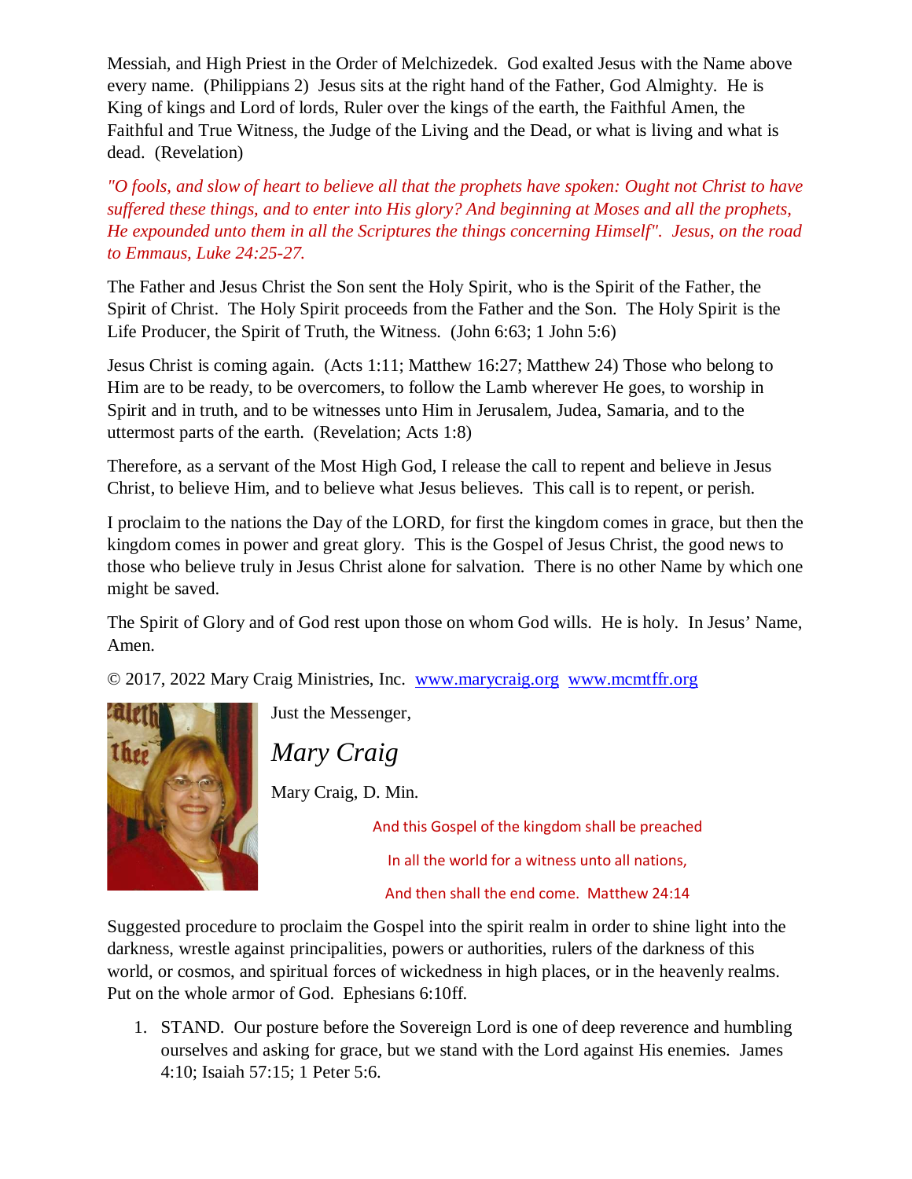Messiah, and High Priest in the Order of Melchizedek. God exalted Jesus with the Name above every name. (Philippians 2) Jesus sits at the right hand of the Father, God Almighty. He is King of kings and Lord of lords, Ruler over the kings of the earth, the Faithful Amen, the Faithful and True Witness, the Judge of the Living and the Dead, or what is living and what is dead. (Revelation)

*"O fools, and slow of heart to believe all that the prophets have spoken: Ought not Christ to have suffered these things, and to enter into His glory? And beginning at Moses and all the prophets, He expounded unto them in all the Scriptures the things concerning Himself". Jesus, on the road to Emmaus, Luke 24:25-27.*

The Father and Jesus Christ the Son sent the Holy Spirit, who is the Spirit of the Father, the Spirit of Christ. The Holy Spirit proceeds from the Father and the Son. The Holy Spirit is the Life Producer, the Spirit of Truth, the Witness. (John 6:63; 1 John 5:6)

Jesus Christ is coming again. (Acts 1:11; Matthew 16:27; Matthew 24) Those who belong to Him are to be ready, to be overcomers, to follow the Lamb wherever He goes, to worship in Spirit and in truth, and to be witnesses unto Him in Jerusalem, Judea, Samaria, and to the uttermost parts of the earth. (Revelation; Acts 1:8)

Therefore, as a servant of the Most High God, I release the call to repent and believe in Jesus Christ, to believe Him, and to believe what Jesus believes. This call is to repent, or perish.

I proclaim to the nations the Day of the LORD, for first the kingdom comes in grace, but then the kingdom comes in power and great glory. This is the Gospel of Jesus Christ, the good news to those who believe truly in Jesus Christ alone for salvation. There is no other Name by which one might be saved.

The Spirit of Glory and of God rest upon those on whom God wills. He is holy. In Jesus' Name, Amen.

© 2017, 2022 Mary Craig Ministries, Inc. [www.marycraig.org](http://www.marycraig.org) [www.mcmtffr.org](http://www.mcmtffr.org)

Just the Messenger,

*Mary Craig*

Mary Craig, D. Min.

And this Gospel of the kingdom shall be preached

In all the world for a witness unto all nations,

And then shall the end come. Matthew 24:14

Suggested procedure to proclaim the Gospel into the spirit realm in order to shine light into the darkness, wrestle against principalities, powers or authorities, rulers of the darkness of this world, or cosmos, and spiritual forces of wickedness in high places, or in the heavenly realms. Put on the whole armor of God. Ephesians 6:10ff.

1. STAND. Our posture before the Sovereign Lord is one of deep reverence and humbling ourselves and asking for grace, but we stand with the Lord against His enemies. James 4:10; Isaiah 57:15; 1 Peter 5:6.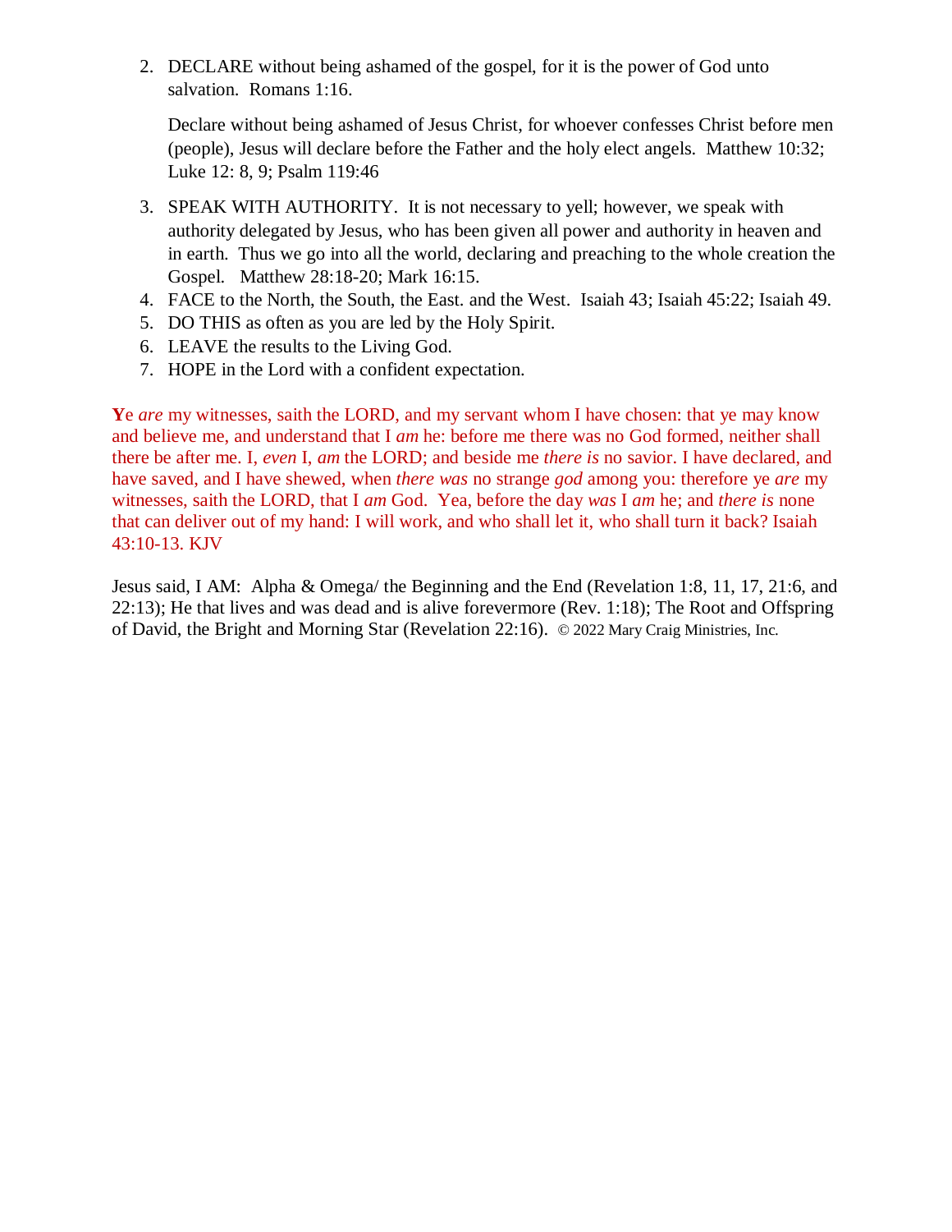2. DECLARE without being ashamed of the gospel, for it is the power of God unto salvation. Romans 1:16.

   Declare without being ashamed of Jesus Christ, for whoever confesses Christ before men (people), Jesus will declare before the Father and the holy elect angels. Matthew 10:32; Luke 12: 8, 9; Psalm 119:46

3. SPEAK WITH AUTHORITY. It is not necessary to yell; however, we speak with authority delegated by Jesus, who has been given all power and authority in heaven and in earth. Thus we go into all the world, declaring and preaching to the whole creation the Gospel. Matthew 28:18-20; Mark 16:15.
4. FACE to the North, the South, the East. and the West. Isaiah 43; Isaiah 45:22; Isaiah 49.
5. DO THIS as often as you are led by the Holy Spirit.
6. LEAVE the results to the Living God.
7. HOPE in the Lord with a confident expectation.

**Y**e *are* my witnesses, saith the LORD, and my servant whom I have chosen: that ye may know and believe me, and understand that I *am* he: before me there was no God formed, neither shall there be after me. I, *even* I, *am* the LORD; and beside me *there is* no savior. I have declared, and have saved, and I have shewed, when *there was* no strange *god* among you: therefore ye *are* my witnesses, saith the LORD, that I *am* God. Yea, before the day *was* I *am* he; and *there is* none that can deliver out of my hand: I will work, and who shall let it, who shall turn it back? Isaiah 43:10-13. KJV

Jesus said, I AM: Alpha & Omega/ the Beginning and the End (Revelation 1:8, 11, 17, 21:6, and 22:13); He that lives and was dead and is alive forevermore (Rev. 1:18); The Root and Offspring of David, the Bright and Morning Star (Revelation 22:16). © 2022 Mary Craig Ministries, Inc.